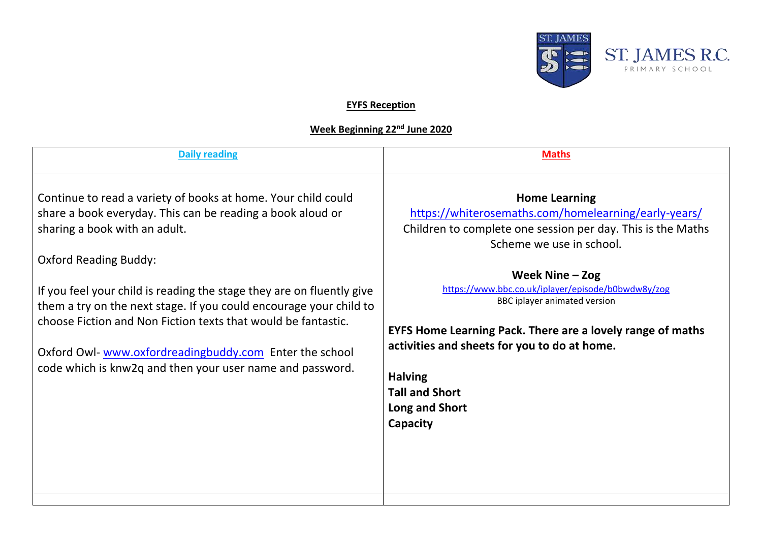ST. JAMES R.C. PRIMARY SCHOOL

**EYFS Reception**

**Week Beginning 22nd June 2020**

| Daily reading | Maths |
|---|---|
| Continue to read a variety of books at home. Your child could share a book everyday. This can be reading a book aloud or sharing a book with an adult.<br><br>Oxford Reading Buddy:<br><br>If you feel your child is reading the stage they are on fluently give them a try on the next stage. If you could encourage your child to choose Fiction and Non Fiction texts that would be fantastic.<br><br>Oxford Owl- www.oxfordreadingbuddy.com Enter the school code which is knw2q and then your user name and password. | **Home Learning**<br>https://whiterosemaths.com/homelearning/early-years/<br>Children to complete one session per day. This is the Maths Scheme we use in school.<br><br>**Week Nine – Zog**<br>https://www.bbc.co.uk/iplayer/episode/b0bwdw8y/zog<br>BBC iplayer animated version<br><br>**EYFS Home Learning Pack. There are a lovely range of maths activities and sheets for you to do at home.**<br><br>**Halving**<br>**Tall and Short**<br>**Long and Short**<br>**Capacity** |
| | |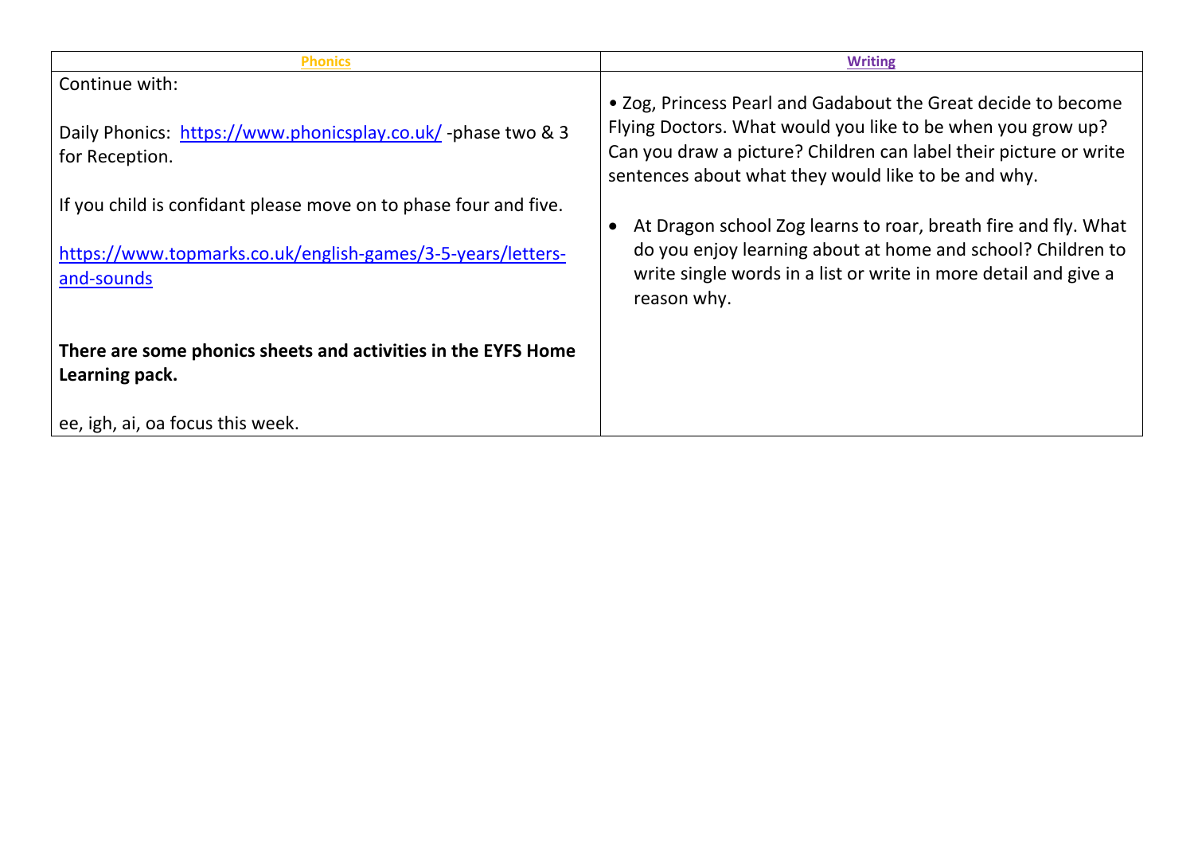| Phonics | Writing |
| --- | --- |
| Continue with:<br><br>Daily Phonics: https://www.phonicsplay.co.uk/ -phase two & 3 for Reception.<br><br>If you child is confidant please move on to phase four and five.<br><br>https://www.topmarks.co.uk/english-games/3-5-years/letters-and-sounds<br><br>**There are some phonics sheets and activities in the EYFS Home Learning pack.**<br><br>ee, igh, ai, oa focus this week. | • Zog, Princess Pearl and Gadabout the Great decide to become Flying Doctors. What would you like to be when you grow up? Can you draw a picture? Children can label their picture or write sentences about what they would like to be and why.<br><br>• At Dragon school Zog learns to roar, breath fire and fly. What do you enjoy learning about at home and school? Children to write single words in a list or write in more detail and give a reason why. |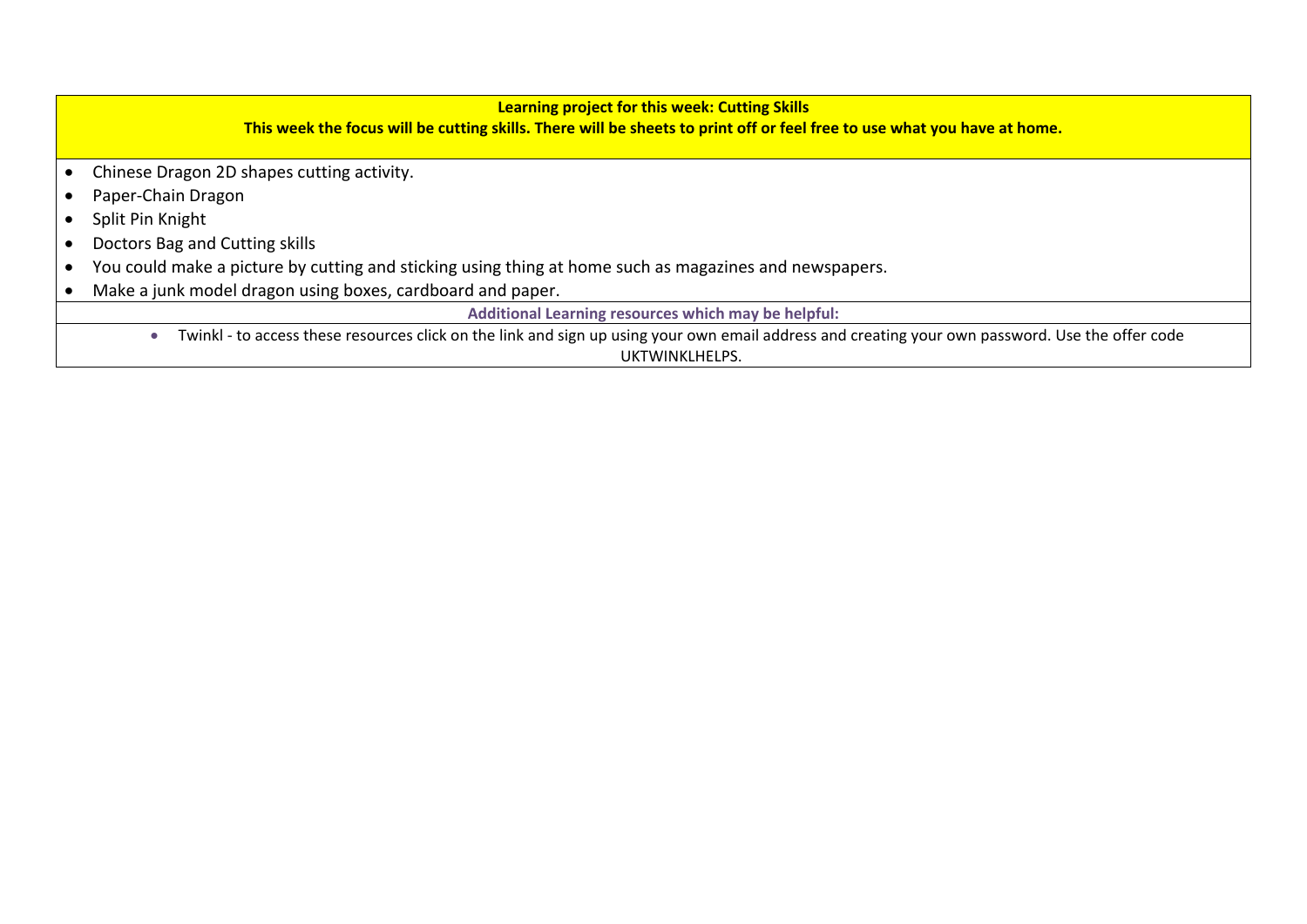**Learning project for this week: Cutting Skills**

**This week the focus will be cutting skills. There will be sheets to print off or feel free to use what you have at home.**

- Chinese Dragon 2D shapes cutting activity.
- Paper-Chain Dragon
- Split Pin Knight
- Doctors Bag and Cutting skills
- You could make a picture by cutting and sticking using thing at home such as magazines and newspapers.
- Make a junk model dragon using boxes, cardboard and paper.

**Additional Learning resources which may be helpful:**

- Twinkl - to access these resources click on the link and sign up using your own email address and creating your own password. Use the offer code UKTWINKLHELPS.